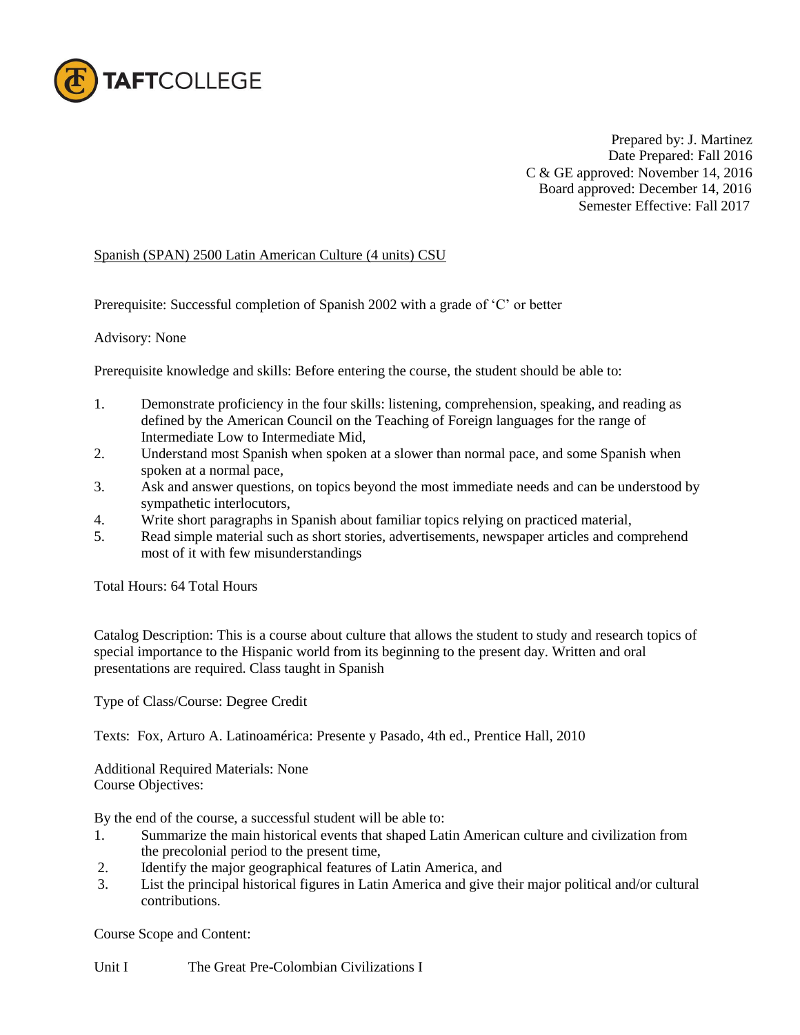TAFTCOLLEGE

Prepared by: J. Martinez
Date Prepared: Fall 2016
C & GE approved: November 14, 2016
Board approved: December 14, 2016
Semester Effective: Fall 2017

Spanish (SPAN) 2500 Latin American Culture (4 units) CSU

Prerequisite: Successful completion of Spanish 2002 with a grade of 'C' or better

Advisory: None

Prerequisite knowledge and skills: Before entering the course, the student should be able to:

1. Demonstrate proficiency in the four skills: listening, comprehension, speaking, and reading as defined by the American Council on the Teaching of Foreign languages for the range of Intermediate Low to Intermediate Mid,
2. Understand most Spanish when spoken at a slower than normal pace, and some Spanish when spoken at a normal pace,
3. Ask and answer questions, on topics beyond the most immediate needs and can be understood by sympathetic interlocutors,
4. Write short paragraphs in Spanish about familiar topics relying on practiced material,
5. Read simple material such as short stories, advertisements, newspaper articles and comprehend most of it with few misunderstandings

Total Hours: 64 Total Hours

Catalog Description: This is a course about culture that allows the student to study and research topics of special importance to the Hispanic world from its beginning to the present day. Written and oral presentations are required. Class taught in Spanish

Type of Class/Course: Degree Credit

Texts: Fox, Arturo A. Latinoamérica: Presente y Pasado, 4th ed., Prentice Hall, 2010

Additional Required Materials: None
Course Objectives:

By the end of the course, a successful student will be able to:

1. Summarize the main historical events that shaped Latin American culture and civilization from the precolonial period to the present time,
2. Identify the major geographical features of Latin America, and
3. List the principal historical figures in Latin America and give their major political and/or cultural contributions.

Course Scope and Content:

Unit I The Great Pre-Colombian Civilizations I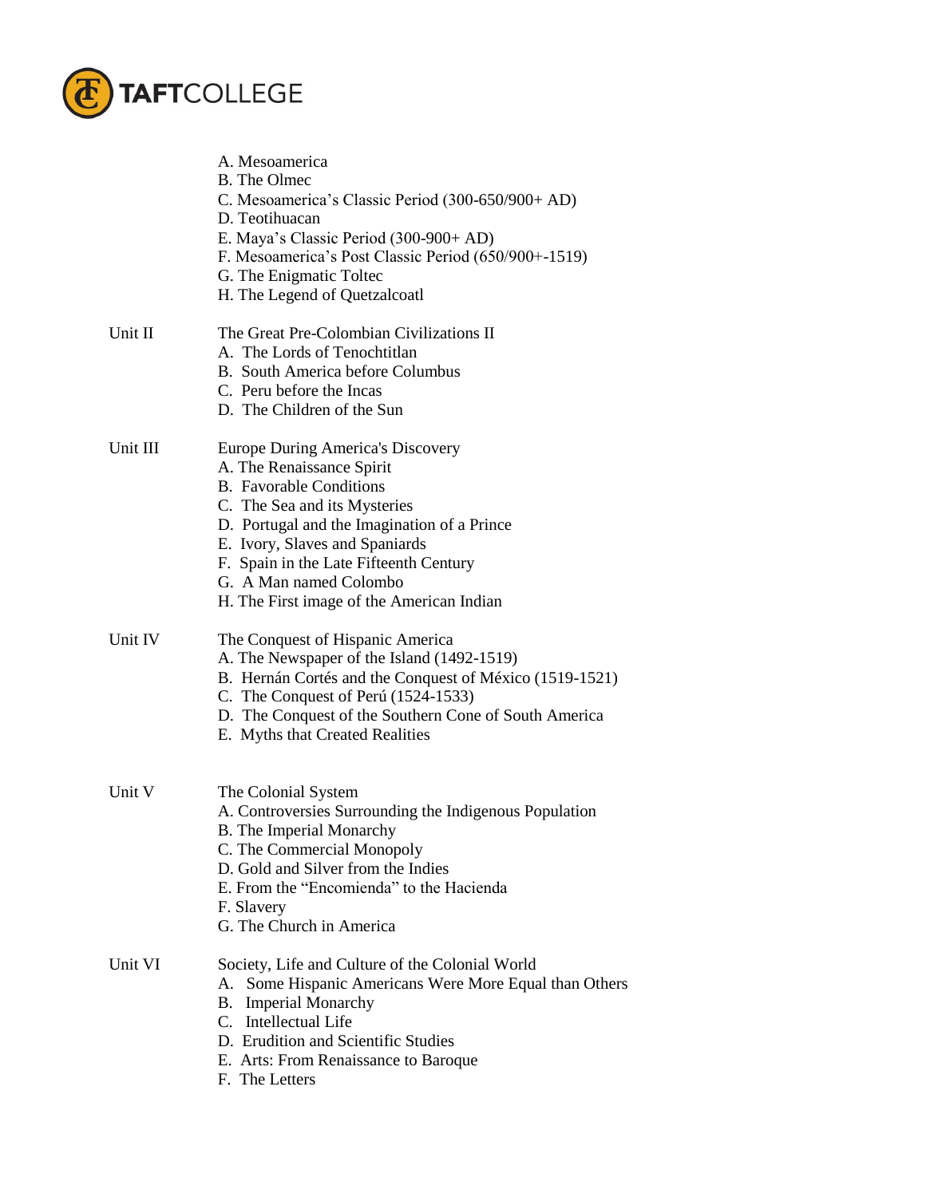A. Mesoamerica
B. The Olmec
C. Mesoamerica's Classic Period (300-650/900+ AD)
D. Teotihuacan
E. Maya's Classic Period (300-900+ AD)
F. Mesoamerica's Post Classic Period (650/900+-1519)
G. The Enigmatic Toltec
H. The Legend of Quetzalcoatl

Unit II — The Great Pre-Colombian Civilizations II
A. The Lords of Tenochtitlan
B. South America before Columbus
C. Peru before the Incas
D. The Children of the Sun

Unit III — Europe During America's Discovery
A. The Renaissance Spirit
B. Favorable Conditions
C. The Sea and its Mysteries
D. Portugal and the Imagination of a Prince
E. Ivory, Slaves and Spaniards
F. Spain in the Late Fifteenth Century
G. A Man named Colombo
H. The First image of the American Indian

Unit IV — The Conquest of Hispanic America
A. The Newspaper of the Island (1492-1519)
B. Hernán Cortés and the Conquest of México (1519-1521)
C. The Conquest of Perú (1524-1533)
D. The Conquest of the Southern Cone of South America
E. Myths that Created Realities

Unit V — The Colonial System
A. Controversies Surrounding the Indigenous Population
B. The Imperial Monarchy
C. The Commercial Monopoly
D. Gold and Silver from the Indies
E. From the "Encomienda" to the Hacienda
F. Slavery
G. The Church in America

Unit VI — Society, Life and Culture of the Colonial World
A. Some Hispanic Americans Were More Equal than Others
B. Imperial Monarchy
C. Intellectual Life
D. Erudition and Scientific Studies
E. Arts: From Renaissance to Baroque
F. The Letters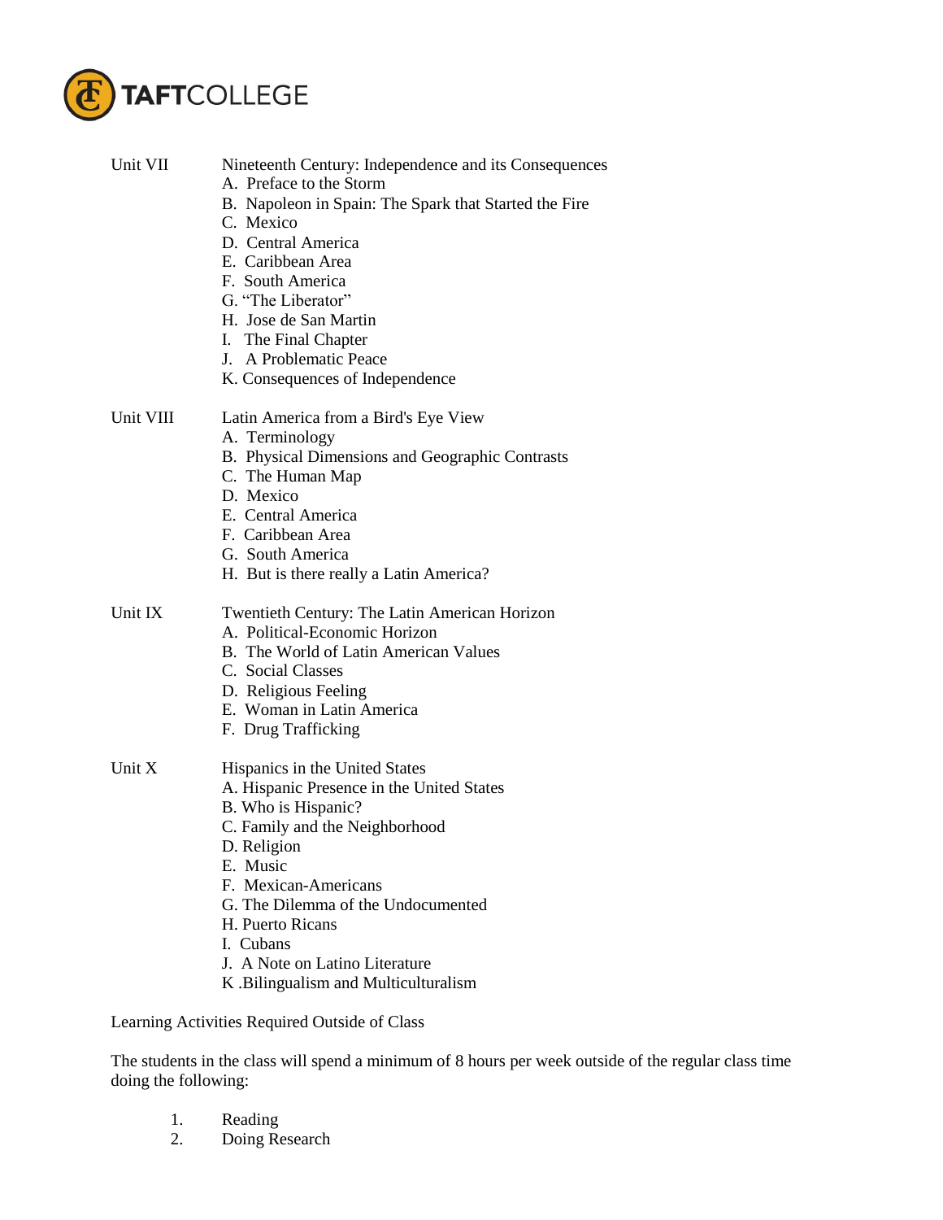Unit VII Nineteenth Century: Independence and its Consequences

- A. Preface to the Storm
- B. Napoleon in Spain: The Spark that Started the Fire
- C. Mexico
- D. Central America
- E. Caribbean Area
- F. South America
- G. "The Liberator"
- H. Jose de San Martin
- I. The Final Chapter
- J. A Problematic Peace
- K. Consequences of Independence

Unit VIII Latin America from a Bird's Eye View

- A. Terminology
- B. Physical Dimensions and Geographic Contrasts
- C. The Human Map
- D. Mexico
- E. Central America
- F. Caribbean Area
- G. South America
- H. But is there really a Latin America?

Unit IX Twentieth Century: The Latin American Horizon

- A. Political-Economic Horizon
- B. The World of Latin American Values
- C. Social Classes
- D. Religious Feeling
- E. Woman in Latin America
- F. Drug Trafficking

Unit X Hispanics in the United States

- A. Hispanic Presence in the United States
- B. Who is Hispanic?
- C. Family and the Neighborhood
- D. Religion
- E. Music
- F. Mexican-Americans
- G. The Dilemma of the Undocumented
- H. Puerto Ricans
- I. Cubans
- J. A Note on Latino Literature
- K .Bilingualism and Multiculturalism

Learning Activities Required Outside of Class

The students in the class will spend a minimum of 8 hours per week outside of the regular class time doing the following:

1. Reading
2. Doing Research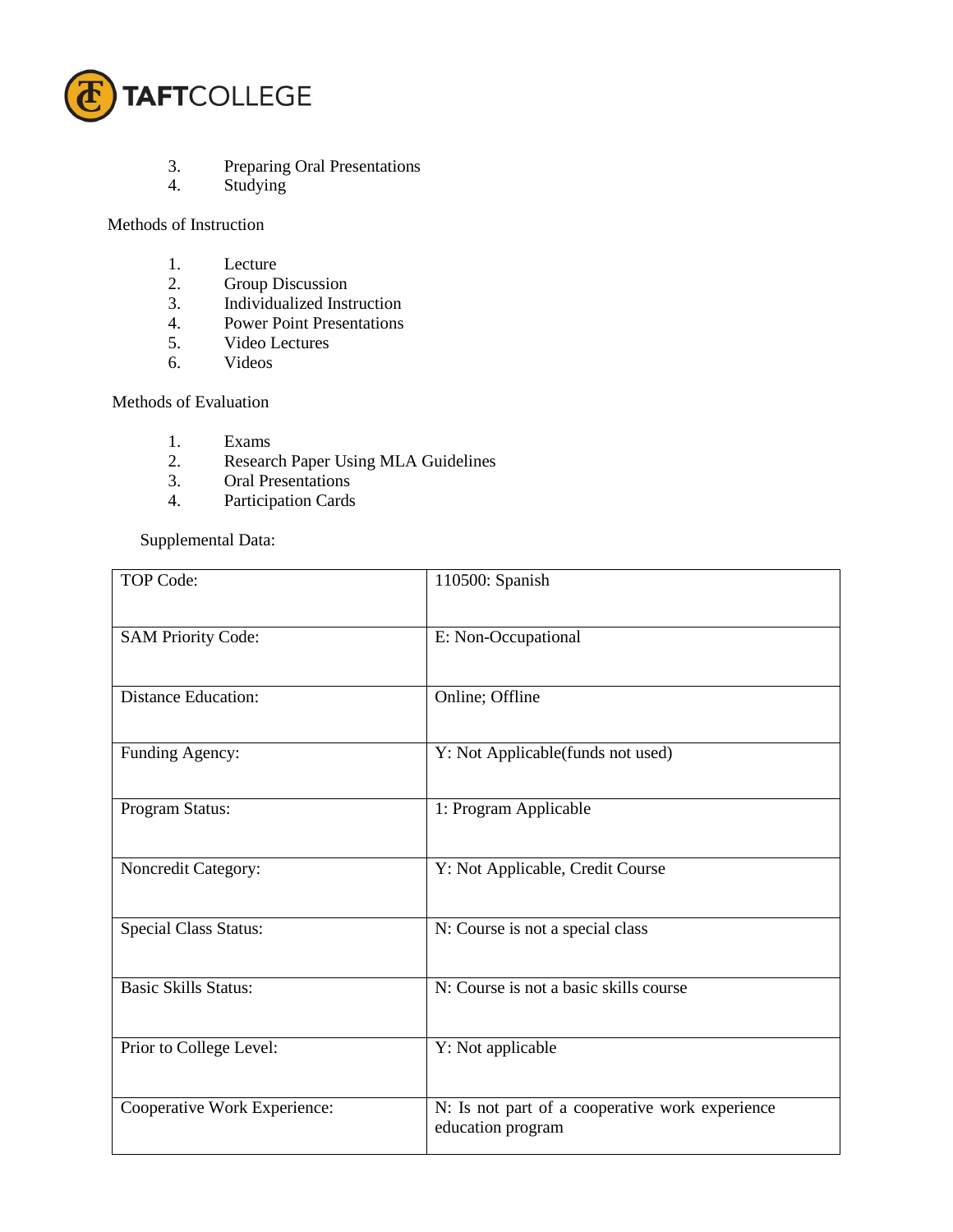3. Preparing Oral Presentations
4. Studying

Methods of Instruction

1. Lecture
2. Group Discussion
3. Individualized Instruction
4. Power Point Presentations
5. Video Lectures
6. Videos

Methods of Evaluation

1. Exams
2. Research Paper Using MLA Guidelines
3. Oral Presentations
4. Participation Cards

Supplemental Data:

| | |
|---|---|
| TOP Code: | 110500: Spanish |
| SAM Priority Code: | E: Non-Occupational |
| Distance Education: | Online; Offline |
| Funding Agency: | Y: Not Applicable(funds not used) |
| Program Status: | 1: Program Applicable |
| Noncredit Category: | Y: Not Applicable, Credit Course |
| Special Class Status: | N: Course is not a special class |
| Basic Skills Status: | N: Course is not a basic skills course |
| Prior to College Level: | Y: Not applicable |
| Cooperative Work Experience: | N: Is not part of a cooperative work experience education program |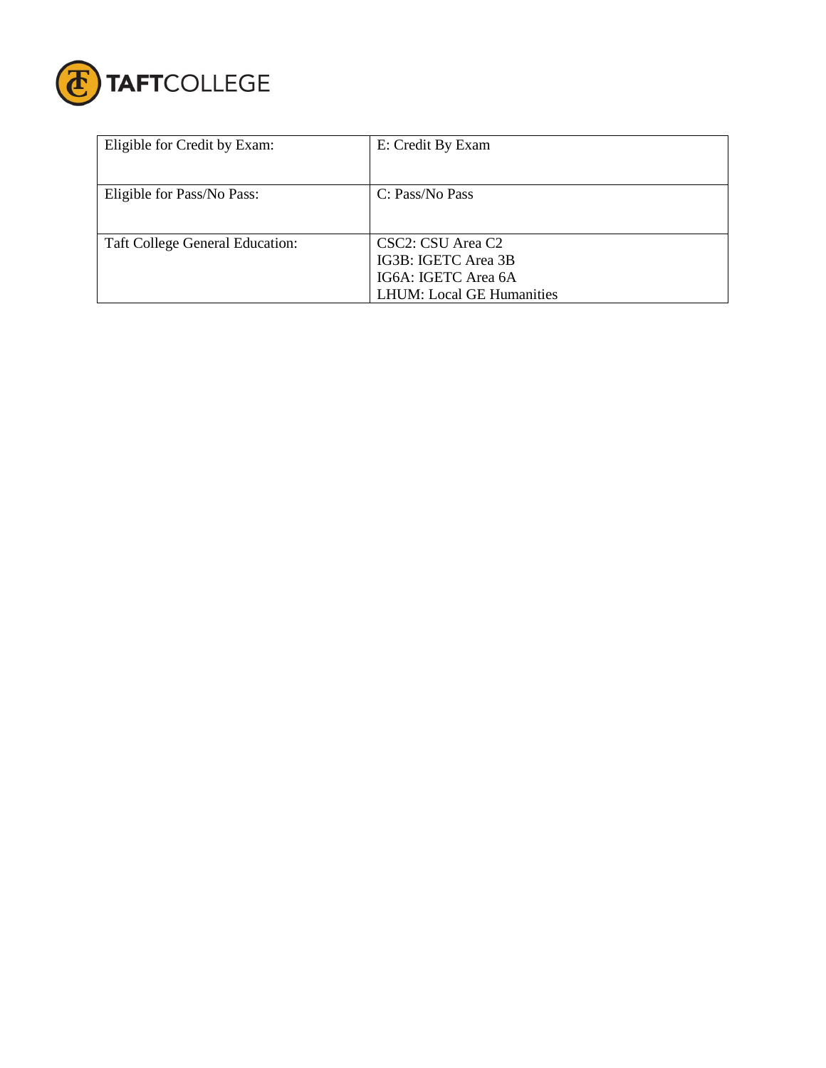| | |
|---|---|
| Eligible for Credit by Exam: | E: Credit By Exam |
| Eligible for Pass/No Pass: | C: Pass/No Pass |
| Taft College General Education: | CSC2: CSU Area C2<br>IG3B: IGETC Area 3B<br>IG6A: IGETC Area 6A<br>LHUM: Local GE Humanities |